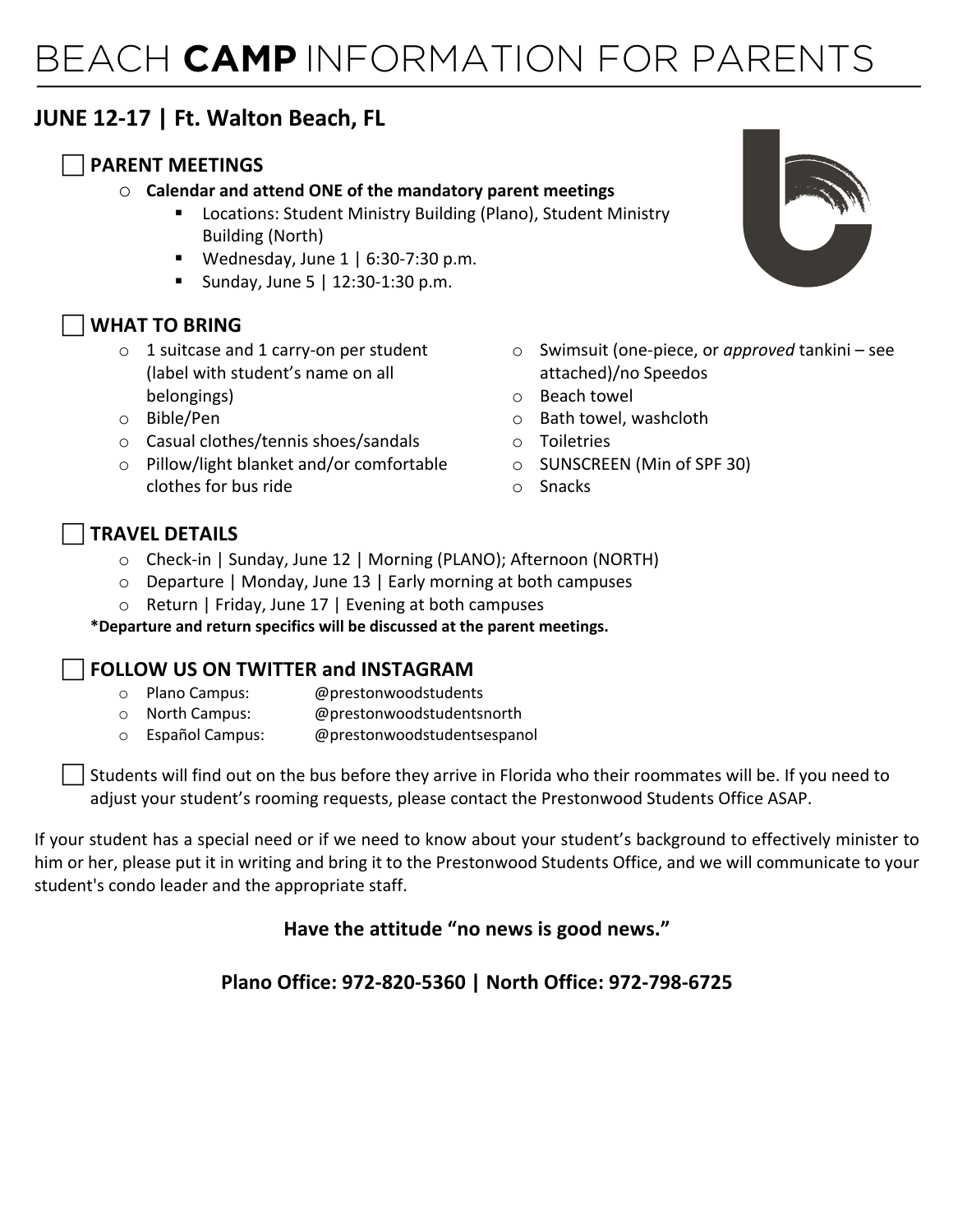# BEACH **CAMP** INFORMATION FOR PARENTS

## JUNE 12-17 | Ft. Walton Beach, FL

### ☐ PARENT MEETINGS

- **Calendar and attend ONE of the mandatory parent meetings**
  - Locations: Student Ministry Building (Plano), Student Ministry Building (North)
  - Wednesday, June 1 | 6:30-7:30 p.m.
  - Sunday, June 5 | 12:30-1:30 p.m.

### ☐ WHAT TO BRING

- 1 suitcase and 1 carry-on per student (label with student's name on all belongings)
- Bible/Pen
- Casual clothes/tennis shoes/sandals
- Pillow/light blanket and/or comfortable clothes for bus ride
- Swimsuit (one-piece, or *approved* tankini – see attached)/no Speedos
- Beach towel
- Bath towel, washcloth
- Toiletries
- SUNSCREEN (Min of SPF 30)
- Snacks

### ☐ TRAVEL DETAILS

- Check-in | Sunday, June 12 | Morning (PLANO); Afternoon (NORTH)
- Departure | Monday, June 13 | Early morning at both campuses
- Return | Friday, June 17 | Evening at both campuses

**\*Departure and return specifics will be discussed at the parent meetings.**

### ☐ FOLLOW US ON TWITTER and INSTAGRAM

- Plano Campus: @prestonwoodstudents
- North Campus: @prestonwoodstudentsnorth
- Español Campus: @prestonwoodstudentsespanol

☐ Students will find out on the bus before they arrive in Florida who their roommates will be. If you need to adjust your student's rooming requests, please contact the Prestonwood Students Office ASAP.

If your student has a special need or if we need to know about your student's background to effectively minister to him or her, please put it in writing and bring it to the Prestonwood Students Office, and we will communicate to your student's condo leader and the appropriate staff.

**Have the attitude "no news is good news."**

**Plano Office: 972-820-5360 | North Office: 972-798-6725**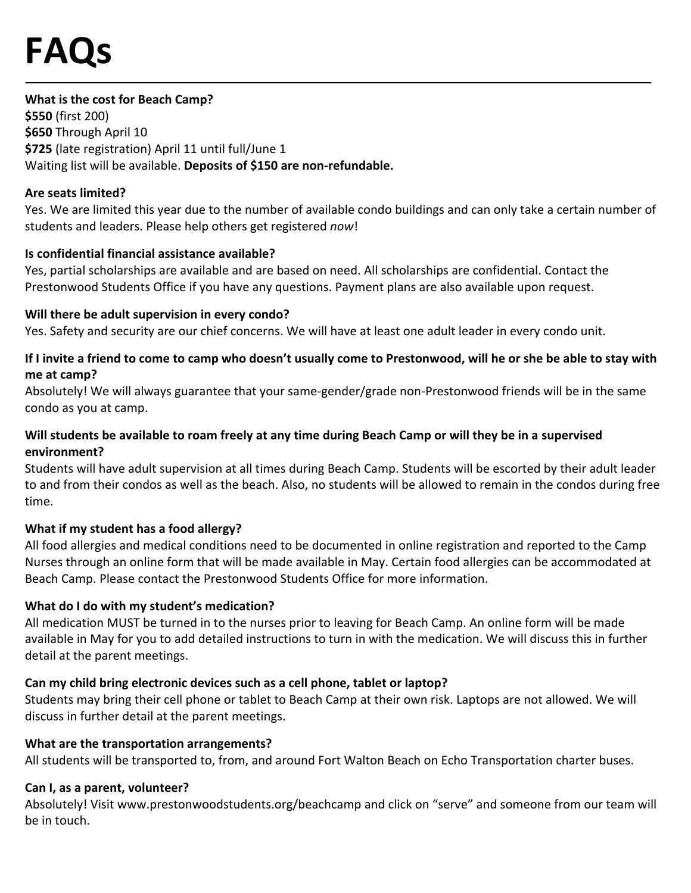# FAQs

**What is the cost for Beach Camp?**
**$550** (first 200)
**$650** Through April 10
**$725** (late registration) April 11 until full/June 1
Waiting list will be available. **Deposits of $150 are non-refundable.**

**Are seats limited?**
Yes. We are limited this year due to the number of available condo buildings and can only take a certain number of students and leaders. Please help others get registered *now*!

**Is confidential financial assistance available?**
Yes, partial scholarships are available and are based on need. All scholarships are confidential. Contact the Prestonwood Students Office if you have any questions. Payment plans are also available upon request.

**Will there be adult supervision in every condo?**
Yes. Safety and security are our chief concerns. We will have at least one adult leader in every condo unit.

**If I invite a friend to come to camp who doesn't usually come to Prestonwood, will he or she be able to stay with me at camp?**
Absolutely! We will always guarantee that your same-gender/grade non-Prestonwood friends will be in the same condo as you at camp.

**Will students be available to roam freely at any time during Beach Camp or will they be in a supervised environment?**
Students will have adult supervision at all times during Beach Camp. Students will be escorted by their adult leader to and from their condos as well as the beach. Also, no students will be allowed to remain in the condos during free time.

**What if my student has a food allergy?**
All food allergies and medical conditions need to be documented in online registration and reported to the Camp Nurses through an online form that will be made available in May. Certain food allergies can be accommodated at Beach Camp. Please contact the Prestonwood Students Office for more information.

**What do I do with my student's medication?**
All medication MUST be turned in to the nurses prior to leaving for Beach Camp. An online form will be made available in May for you to add detailed instructions to turn in with the medication. We will discuss this in further detail at the parent meetings.

**Can my child bring electronic devices such as a cell phone, tablet or laptop?**
Students may bring their cell phone or tablet to Beach Camp at their own risk. Laptops are not allowed. We will discuss in further detail at the parent meetings.

**What are the transportation arrangements?**
All students will be transported to, from, and around Fort Walton Beach on Echo Transportation charter buses.

**Can I, as a parent, volunteer?**
Absolutely! Visit www.prestonwoodstudents.org/beachcamp and click on "serve" and someone from our team will be in touch.